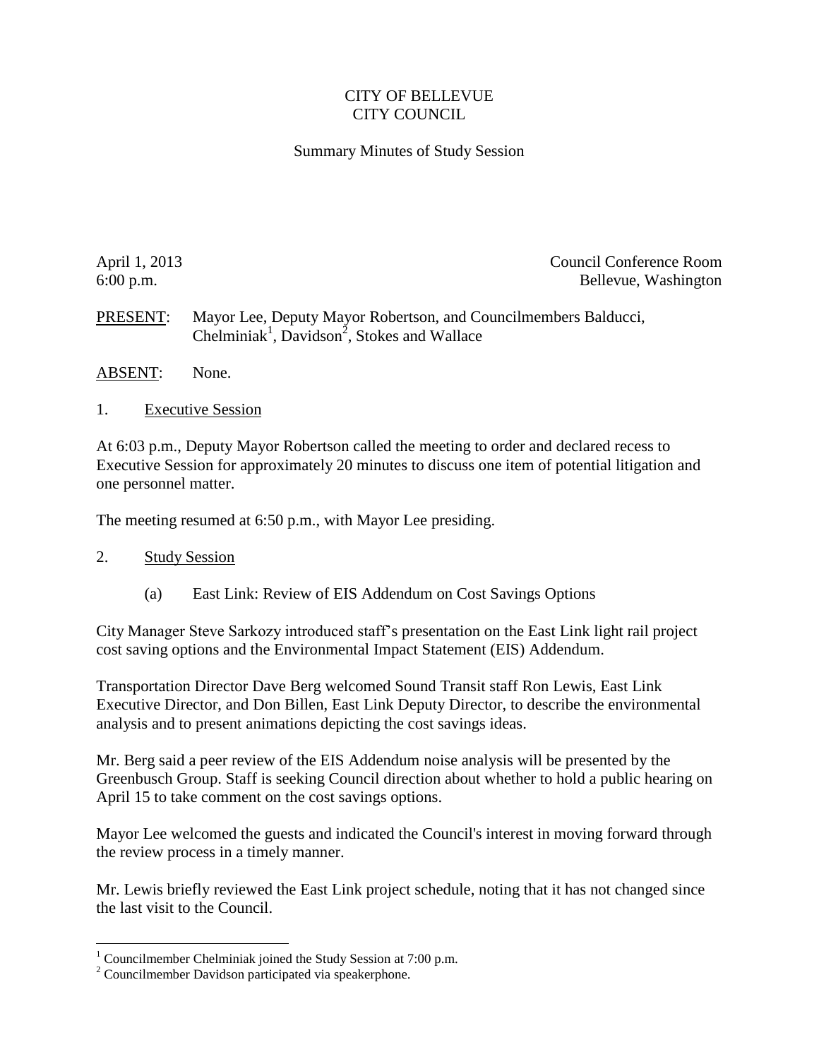# CITY OF BELLEVUE
# CITY COUNCIL

## Summary Minutes of Study Session

April 1, 2013
6:00 p.m.

Council Conference Room
Bellevue, Washington

PRESENT: Mayor Lee, Deputy Mayor Robertson, and Councilmembers Balducci, Chelminiak[1], Davidson[2], Stokes and Wallace

ABSENT: None.

1. Executive Session

At 6:03 p.m., Deputy Mayor Robertson called the meeting to order and declared recess to Executive Session for approximately 20 minutes to discuss one item of potential litigation and one personnel matter.

The meeting resumed at 6:50 p.m., with Mayor Lee presiding.

2. Study Session

(a) East Link: Review of EIS Addendum on Cost Savings Options

City Manager Steve Sarkozy introduced staff's presentation on the East Link light rail project cost saving options and the Environmental Impact Statement (EIS) Addendum.

Transportation Director Dave Berg welcomed Sound Transit staff Ron Lewis, East Link Executive Director, and Don Billen, East Link Deputy Director, to describe the environmental analysis and to present animations depicting the cost savings ideas.

Mr. Berg said a peer review of the EIS Addendum noise analysis will be presented by the Greenbusch Group. Staff is seeking Council direction about whether to hold a public hearing on April 15 to take comment on the cost savings options.

Mayor Lee welcomed the guests and indicated the Council's interest in moving forward through the review process in a timely manner.

Mr. Lewis briefly reviewed the East Link project schedule, noting that it has not changed since the last visit to the Council.

[1] Councilmember Chelminiak joined the Study Session at 7:00 p.m.
[2] Councilmember Davidson participated via speakerphone.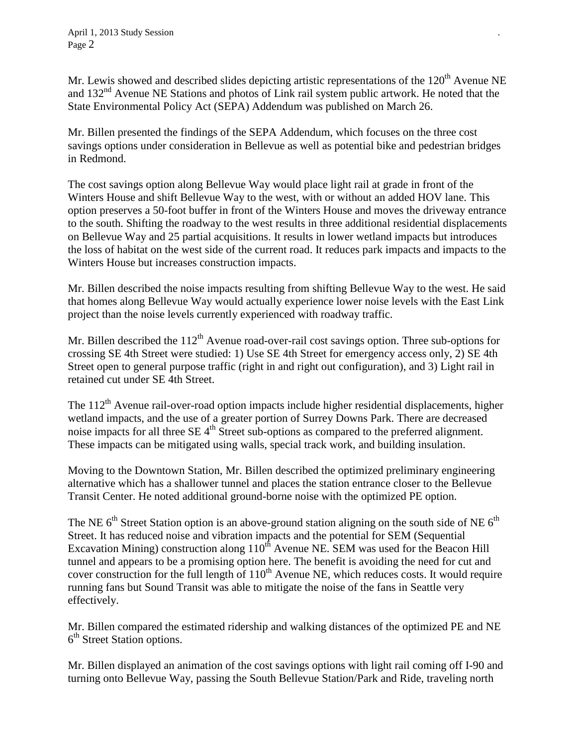Mr. Lewis showed and described slides depicting artistic representations of the 120th Avenue NE and 132nd Avenue NE Stations and photos of Link rail system public artwork. He noted that the State Environmental Policy Act (SEPA) Addendum was published on March 26.

Mr. Billen presented the findings of the SEPA Addendum, which focuses on the three cost savings options under consideration in Bellevue as well as potential bike and pedestrian bridges in Redmond.

The cost savings option along Bellevue Way would place light rail at grade in front of the Winters House and shift Bellevue Way to the west, with or without an added HOV lane. This option preserves a 50-foot buffer in front of the Winters House and moves the driveway entrance to the south. Shifting the roadway to the west results in three additional residential displacements on Bellevue Way and 25 partial acquisitions. It results in lower wetland impacts but introduces the loss of habitat on the west side of the current road. It reduces park impacts and impacts to the Winters House but increases construction impacts.

Mr. Billen described the noise impacts resulting from shifting Bellevue Way to the west. He said that homes along Bellevue Way would actually experience lower noise levels with the East Link project than the noise levels currently experienced with roadway traffic.

Mr. Billen described the 112th Avenue road-over-rail cost savings option. Three sub-options for crossing SE 4th Street were studied: 1) Use SE 4th Street for emergency access only, 2) SE 4th Street open to general purpose traffic (right in and right out configuration), and 3) Light rail in retained cut under SE 4th Street.

The 112th Avenue rail-over-road option impacts include higher residential displacements, higher wetland impacts, and the use of a greater portion of Surrey Downs Park. There are decreased noise impacts for all three SE 4th Street sub-options as compared to the preferred alignment. These impacts can be mitigated using walls, special track work, and building insulation.

Moving to the Downtown Station, Mr. Billen described the optimized preliminary engineering alternative which has a shallower tunnel and places the station entrance closer to the Bellevue Transit Center. He noted additional ground-borne noise with the optimized PE option.

The NE 6th Street Station option is an above-ground station aligning on the south side of NE 6th Street. It has reduced noise and vibration impacts and the potential for SEM (Sequential Excavation Mining) construction along 110th Avenue NE. SEM was used for the Beacon Hill tunnel and appears to be a promising option here. The benefit is avoiding the need for cut and cover construction for the full length of 110th Avenue NE, which reduces costs. It would require running fans but Sound Transit was able to mitigate the noise of the fans in Seattle very effectively.

Mr. Billen compared the estimated ridership and walking distances of the optimized PE and NE 6th Street Station options.

Mr. Billen displayed an animation of the cost savings options with light rail coming off I-90 and turning onto Bellevue Way, passing the South Bellevue Station/Park and Ride, traveling north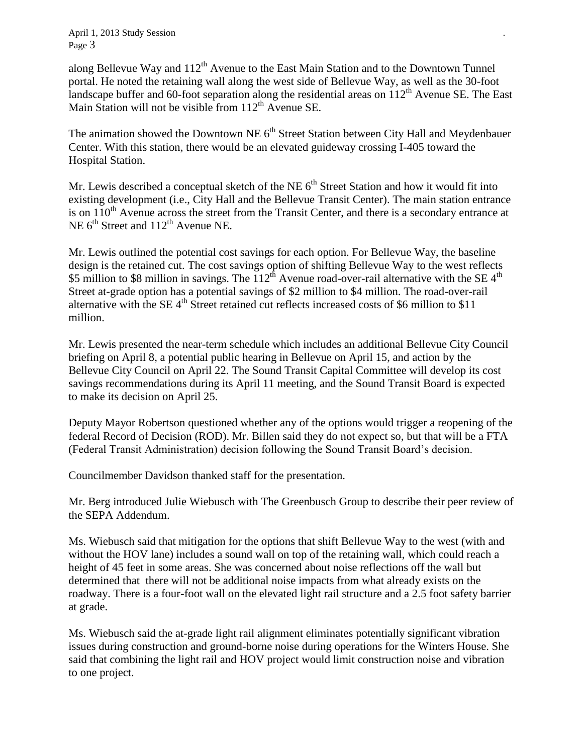along Bellevue Way and 112$^{th}$ Avenue to the East Main Station and to the Downtown Tunnel portal. He noted the retaining wall along the west side of Bellevue Way, as well as the 30-foot landscape buffer and 60-foot separation along the residential areas on 112$^{th}$ Avenue SE. The East Main Station will not be visible from 112$^{th}$ Avenue SE.

The animation showed the Downtown NE 6$^{th}$ Street Station between City Hall and Meydenbauer Center. With this station, there would be an elevated guideway crossing I-405 toward the Hospital Station.

Mr. Lewis described a conceptual sketch of the NE 6$^{th}$ Street Station and how it would fit into existing development (i.e., City Hall and the Bellevue Transit Center). The main station entrance is on 110$^{th}$ Avenue across the street from the Transit Center, and there is a secondary entrance at NE 6$^{th}$ Street and 112$^{th}$ Avenue NE.

Mr. Lewis outlined the potential cost savings for each option. For Bellevue Way, the baseline design is the retained cut. The cost savings option of shifting Bellevue Way to the west reflects $5 million to $8 million in savings. The 112$^{th}$ Avenue road-over-rail alternative with the SE 4$^{th}$ Street at-grade option has a potential savings of $2 million to $4 million. The road-over-rail alternative with the SE 4$^{th}$ Street retained cut reflects increased costs of $6 million to $11 million.

Mr. Lewis presented the near-term schedule which includes an additional Bellevue City Council briefing on April 8, a potential public hearing in Bellevue on April 15, and action by the Bellevue City Council on April 22. The Sound Transit Capital Committee will develop its cost savings recommendations during its April 11 meeting, and the Sound Transit Board is expected to make its decision on April 25.

Deputy Mayor Robertson questioned whether any of the options would trigger a reopening of the federal Record of Decision (ROD). Mr. Billen said they do not expect so, but that will be a FTA (Federal Transit Administration) decision following the Sound Transit Board's decision.

Councilmember Davidson thanked staff for the presentation.

Mr. Berg introduced Julie Wiebusch with The Greenbusch Group to describe their peer review of the SEPA Addendum.

Ms. Wiebusch said that mitigation for the options that shift Bellevue Way to the west (with and without the HOV lane) includes a sound wall on top of the retaining wall, which could reach a height of 45 feet in some areas. She was concerned about noise reflections off the wall but determined that there will not be additional noise impacts from what already exists on the roadway. There is a four-foot wall on the elevated light rail structure and a 2.5 foot safety barrier at grade.

Ms. Wiebusch said the at-grade light rail alignment eliminates potentially significant vibration issues during construction and ground-borne noise during operations for the Winters House. She said that combining the light rail and HOV project would limit construction noise and vibration to one project.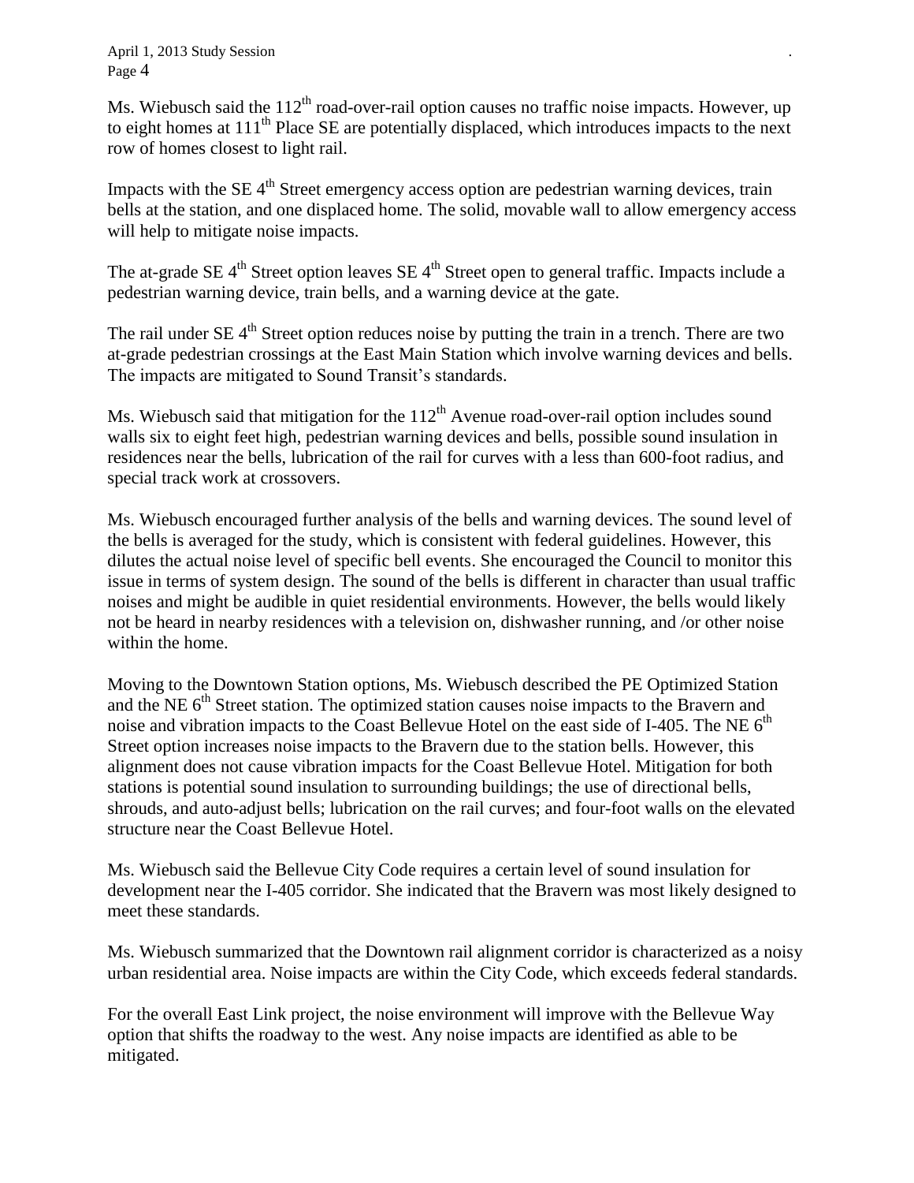Ms. Wiebusch said the 112th road-over-rail option causes no traffic noise impacts. However, up to eight homes at 111th Place SE are potentially displaced, which introduces impacts to the next row of homes closest to light rail.

Impacts with the SE 4th Street emergency access option are pedestrian warning devices, train bells at the station, and one displaced home. The solid, movable wall to allow emergency access will help to mitigate noise impacts.

The at-grade SE 4th Street option leaves SE 4th Street open to general traffic. Impacts include a pedestrian warning device, train bells, and a warning device at the gate.

The rail under SE 4th Street option reduces noise by putting the train in a trench. There are two at-grade pedestrian crossings at the East Main Station which involve warning devices and bells. The impacts are mitigated to Sound Transit's standards.

Ms. Wiebusch said that mitigation for the 112th Avenue road-over-rail option includes sound walls six to eight feet high, pedestrian warning devices and bells, possible sound insulation in residences near the bells, lubrication of the rail for curves with a less than 600-foot radius, and special track work at crossovers.

Ms. Wiebusch encouraged further analysis of the bells and warning devices. The sound level of the bells is averaged for the study, which is consistent with federal guidelines. However, this dilutes the actual noise level of specific bell events. She encouraged the Council to monitor this issue in terms of system design. The sound of the bells is different in character than usual traffic noises and might be audible in quiet residential environments. However, the bells would likely not be heard in nearby residences with a television on, dishwasher running, and /or other noise within the home.

Moving to the Downtown Station options, Ms. Wiebusch described the PE Optimized Station and the NE 6th Street station. The optimized station causes noise impacts to the Bravern and noise and vibration impacts to the Coast Bellevue Hotel on the east side of I-405. The NE 6th Street option increases noise impacts to the Bravern due to the station bells. However, this alignment does not cause vibration impacts for the Coast Bellevue Hotel. Mitigation for both stations is potential sound insulation to surrounding buildings; the use of directional bells, shrouds, and auto-adjust bells; lubrication on the rail curves; and four-foot walls on the elevated structure near the Coast Bellevue Hotel.

Ms. Wiebusch said the Bellevue City Code requires a certain level of sound insulation for development near the I-405 corridor. She indicated that the Bravern was most likely designed to meet these standards.

Ms. Wiebusch summarized that the Downtown rail alignment corridor is characterized as a noisy urban residential area. Noise impacts are within the City Code, which exceeds federal standards.

For the overall East Link project, the noise environment will improve with the Bellevue Way option that shifts the roadway to the west. Any noise impacts are identified as able to be mitigated.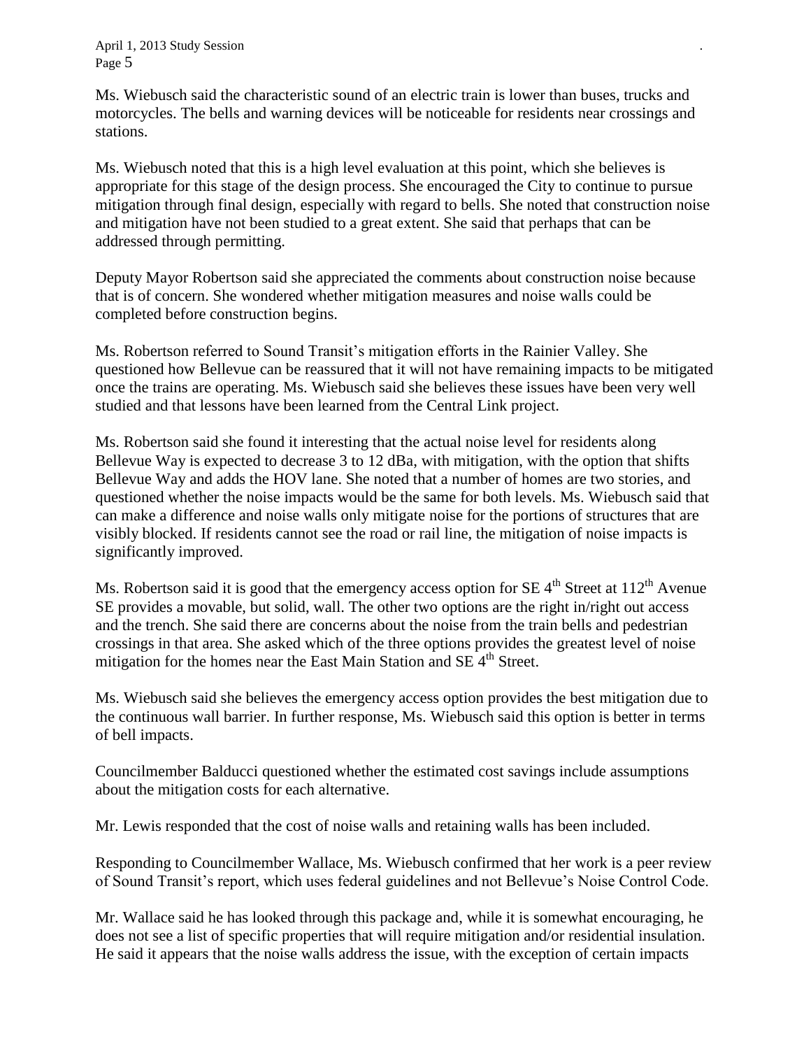Ms. Wiebusch said the characteristic sound of an electric train is lower than buses, trucks and motorcycles. The bells and warning devices will be noticeable for residents near crossings and stations.

Ms. Wiebusch noted that this is a high level evaluation at this point, which she believes is appropriate for this stage of the design process. She encouraged the City to continue to pursue mitigation through final design, especially with regard to bells. She noted that construction noise and mitigation have not been studied to a great extent. She said that perhaps that can be addressed through permitting.

Deputy Mayor Robertson said she appreciated the comments about construction noise because that is of concern. She wondered whether mitigation measures and noise walls could be completed before construction begins.

Ms. Robertson referred to Sound Transit's mitigation efforts in the Rainier Valley. She questioned how Bellevue can be reassured that it will not have remaining impacts to be mitigated once the trains are operating. Ms. Wiebusch said she believes these issues have been very well studied and that lessons have been learned from the Central Link project.

Ms. Robertson said she found it interesting that the actual noise level for residents along Bellevue Way is expected to decrease 3 to 12 dBa, with mitigation, with the option that shifts Bellevue Way and adds the HOV lane. She noted that a number of homes are two stories, and questioned whether the noise impacts would be the same for both levels. Ms. Wiebusch said that can make a difference and noise walls only mitigate noise for the portions of structures that are visibly blocked. If residents cannot see the road or rail line, the mitigation of noise impacts is significantly improved.

Ms. Robertson said it is good that the emergency access option for SE 4th Street at 112th Avenue SE provides a movable, but solid, wall. The other two options are the right in/right out access and the trench. She said there are concerns about the noise from the train bells and pedestrian crossings in that area. She asked which of the three options provides the greatest level of noise mitigation for the homes near the East Main Station and SE 4th Street.

Ms. Wiebusch said she believes the emergency access option provides the best mitigation due to the continuous wall barrier. In further response, Ms. Wiebusch said this option is better in terms of bell impacts.

Councilmember Balducci questioned whether the estimated cost savings include assumptions about the mitigation costs for each alternative.

Mr. Lewis responded that the cost of noise walls and retaining walls has been included.

Responding to Councilmember Wallace, Ms. Wiebusch confirmed that her work is a peer review of Sound Transit's report, which uses federal guidelines and not Bellevue's Noise Control Code.

Mr. Wallace said he has looked through this package and, while it is somewhat encouraging, he does not see a list of specific properties that will require mitigation and/or residential insulation. He said it appears that the noise walls address the issue, with the exception of certain impacts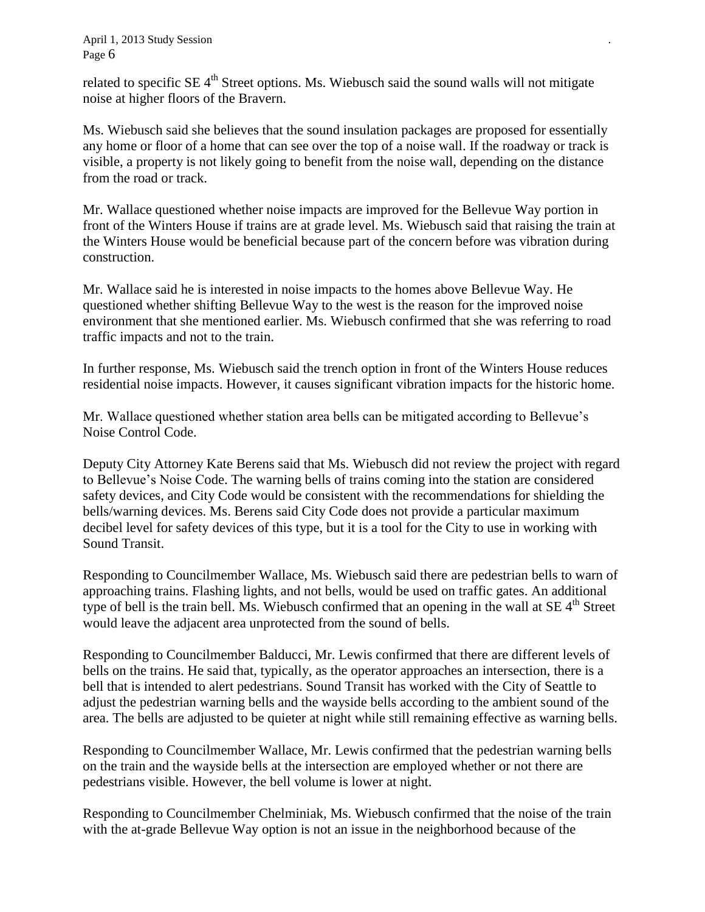related to specific SE 4th Street options. Ms. Wiebusch said the sound walls will not mitigate noise at higher floors of the Bravern.

Ms. Wiebusch said she believes that the sound insulation packages are proposed for essentially any home or floor of a home that can see over the top of a noise wall. If the roadway or track is visible, a property is not likely going to benefit from the noise wall, depending on the distance from the road or track.

Mr. Wallace questioned whether noise impacts are improved for the Bellevue Way portion in front of the Winters House if trains are at grade level. Ms. Wiebusch said that raising the train at the Winters House would be beneficial because part of the concern before was vibration during construction.

Mr. Wallace said he is interested in noise impacts to the homes above Bellevue Way. He questioned whether shifting Bellevue Way to the west is the reason for the improved noise environment that she mentioned earlier. Ms. Wiebusch confirmed that she was referring to road traffic impacts and not to the train.

In further response, Ms. Wiebusch said the trench option in front of the Winters House reduces residential noise impacts. However, it causes significant vibration impacts for the historic home.

Mr. Wallace questioned whether station area bells can be mitigated according to Bellevue's Noise Control Code.

Deputy City Attorney Kate Berens said that Ms. Wiebusch did not review the project with regard to Bellevue's Noise Code. The warning bells of trains coming into the station are considered safety devices, and City Code would be consistent with the recommendations for shielding the bells/warning devices. Ms. Berens said City Code does not provide a particular maximum decibel level for safety devices of this type, but it is a tool for the City to use in working with Sound Transit.

Responding to Councilmember Wallace, Ms. Wiebusch said there are pedestrian bells to warn of approaching trains. Flashing lights, and not bells, would be used on traffic gates. An additional type of bell is the train bell. Ms. Wiebusch confirmed that an opening in the wall at SE 4th Street would leave the adjacent area unprotected from the sound of bells.

Responding to Councilmember Balducci, Mr. Lewis confirmed that there are different levels of bells on the trains. He said that, typically, as the operator approaches an intersection, there is a bell that is intended to alert pedestrians. Sound Transit has worked with the City of Seattle to adjust the pedestrian warning bells and the wayside bells according to the ambient sound of the area. The bells are adjusted to be quieter at night while still remaining effective as warning bells.

Responding to Councilmember Wallace, Mr. Lewis confirmed that the pedestrian warning bells on the train and the wayside bells at the intersection are employed whether or not there are pedestrians visible. However, the bell volume is lower at night.

Responding to Councilmember Chelminiak, Ms. Wiebusch confirmed that the noise of the train with the at-grade Bellevue Way option is not an issue in the neighborhood because of the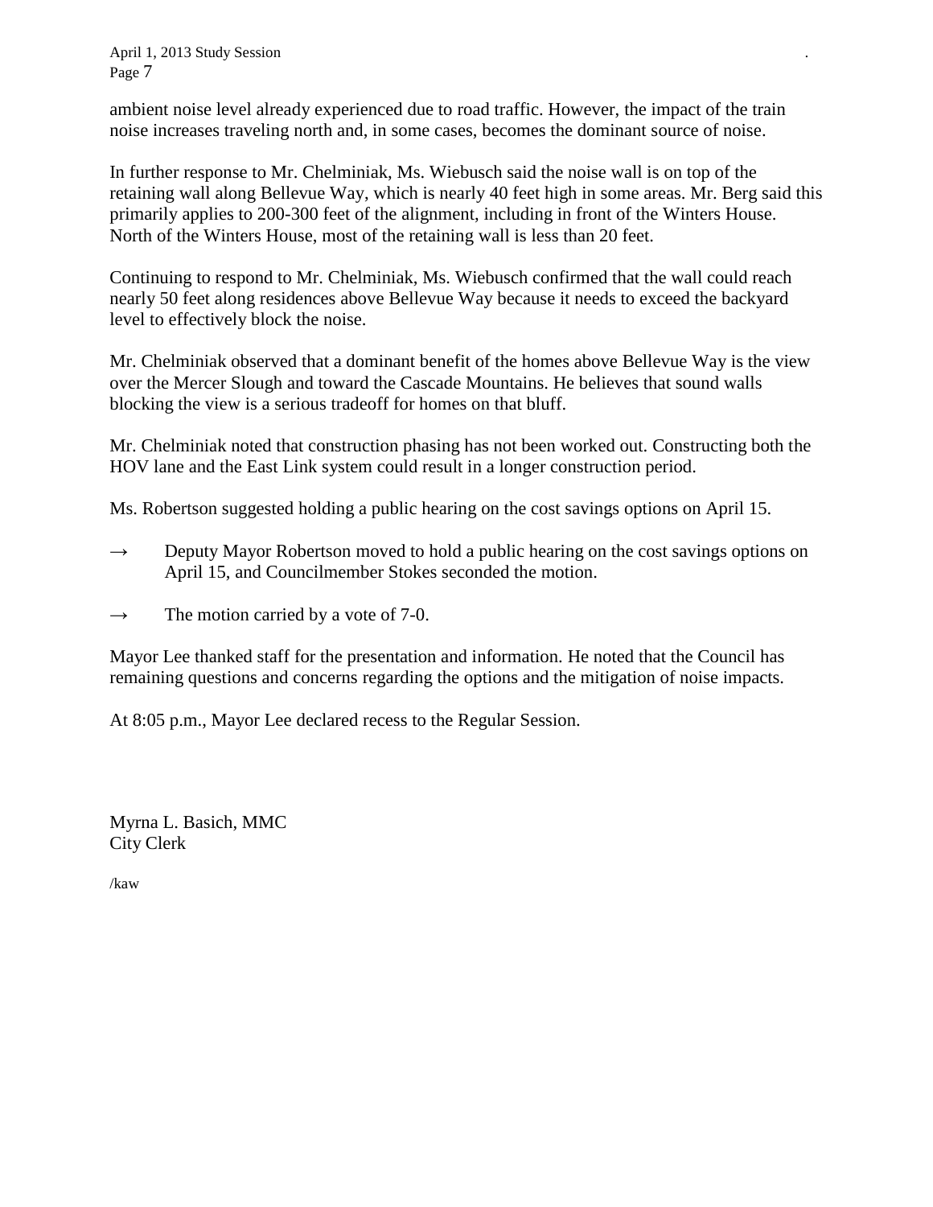ambient noise level already experienced due to road traffic. However, the impact of the train noise increases traveling north and, in some cases, becomes the dominant source of noise.

In further response to Mr. Chelminiak, Ms. Wiebusch said the noise wall is on top of the retaining wall along Bellevue Way, which is nearly 40 feet high in some areas. Mr. Berg said this primarily applies to 200-300 feet of the alignment, including in front of the Winters House. North of the Winters House, most of the retaining wall is less than 20 feet.

Continuing to respond to Mr. Chelminiak, Ms. Wiebusch confirmed that the wall could reach nearly 50 feet along residences above Bellevue Way because it needs to exceed the backyard level to effectively block the noise.

Mr. Chelminiak observed that a dominant benefit of the homes above Bellevue Way is the view over the Mercer Slough and toward the Cascade Mountains. He believes that sound walls blocking the view is a serious tradeoff for homes on that bluff.

Mr. Chelminiak noted that construction phasing has not been worked out. Constructing both the HOV lane and the East Link system could result in a longer construction period.

Ms. Robertson suggested holding a public hearing on the cost savings options on April 15.

→ Deputy Mayor Robertson moved to hold a public hearing on the cost savings options on April 15, and Councilmember Stokes seconded the motion.

→ The motion carried by a vote of 7-0.

Mayor Lee thanked staff for the presentation and information. He noted that the Council has remaining questions and concerns regarding the options and the mitigation of noise impacts.

At 8:05 p.m., Mayor Lee declared recess to the Regular Session.

Myrna L. Basich, MMC
City Clerk

/kaw